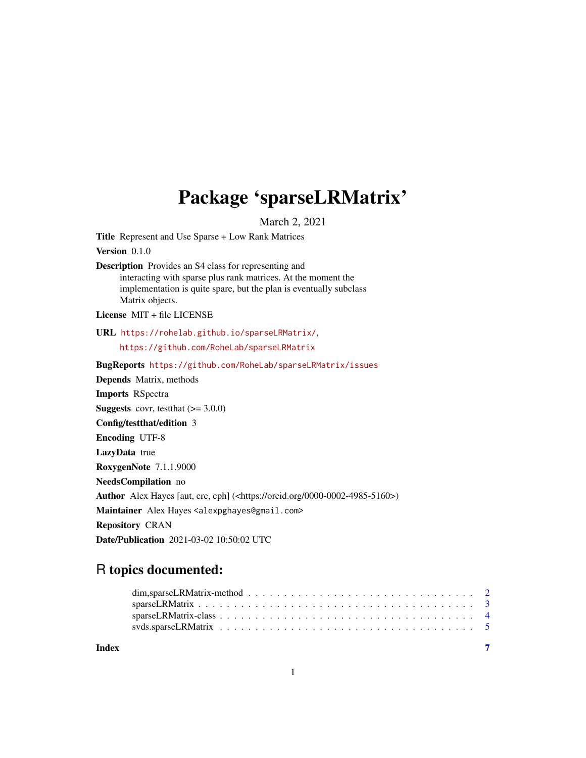# Package 'sparseLRMatrix'

March 2, 2021

**Title** Represent and Use Sparse + Low Rank Matrices

**Version** 0.1.0

**Description** Provides an S4 class for representing and interacting with sparse plus rank matrices. At the moment the implementation is quite spare, but the plan is eventually subclass Matrix objects.

**License** MIT + file LICENSE

**URL** https://rohelab.github.io/sparseLRMatrix/, https://github.com/RoheLab/sparseLRMatrix

**BugReports** https://github.com/RoheLab/sparseLRMatrix/issues

**Depends** Matrix, methods

**Imports** RSpectra

**Suggests** covr, testthat (>= 3.0.0)

**Config/testthat/edition** 3

**Encoding** UTF-8

**LazyData** true

**RoxygenNote** 7.1.1.9000

**NeedsCompilation** no

**Author** Alex Hayes [aut, cre, cph] (<https://orcid.org/0000-0002-4985-5160>)

**Maintainer** Alex Hayes <alexpghayes@gmail.com>

**Repository** CRAN

**Date/Publication** 2021-03-02 10:50:02 UTC

## R topics documented:

- dim,sparseLRMatrix-method . . . . . . . . . . . . . . . . . . . . . . . . . . . . . . . 2
- sparseLRMatrix . . . . . . . . . . . . . . . . . . . . . . . . . . . . . . . . . . . . . . 3
- sparseLRMatrix-class . . . . . . . . . . . . . . . . . . . . . . . . . . . . . . . . . . . 4
- svds.sparseLRMatrix . . . . . . . . . . . . . . . . . . . . . . . . . . . . . . . . . . . 5

**Index** 7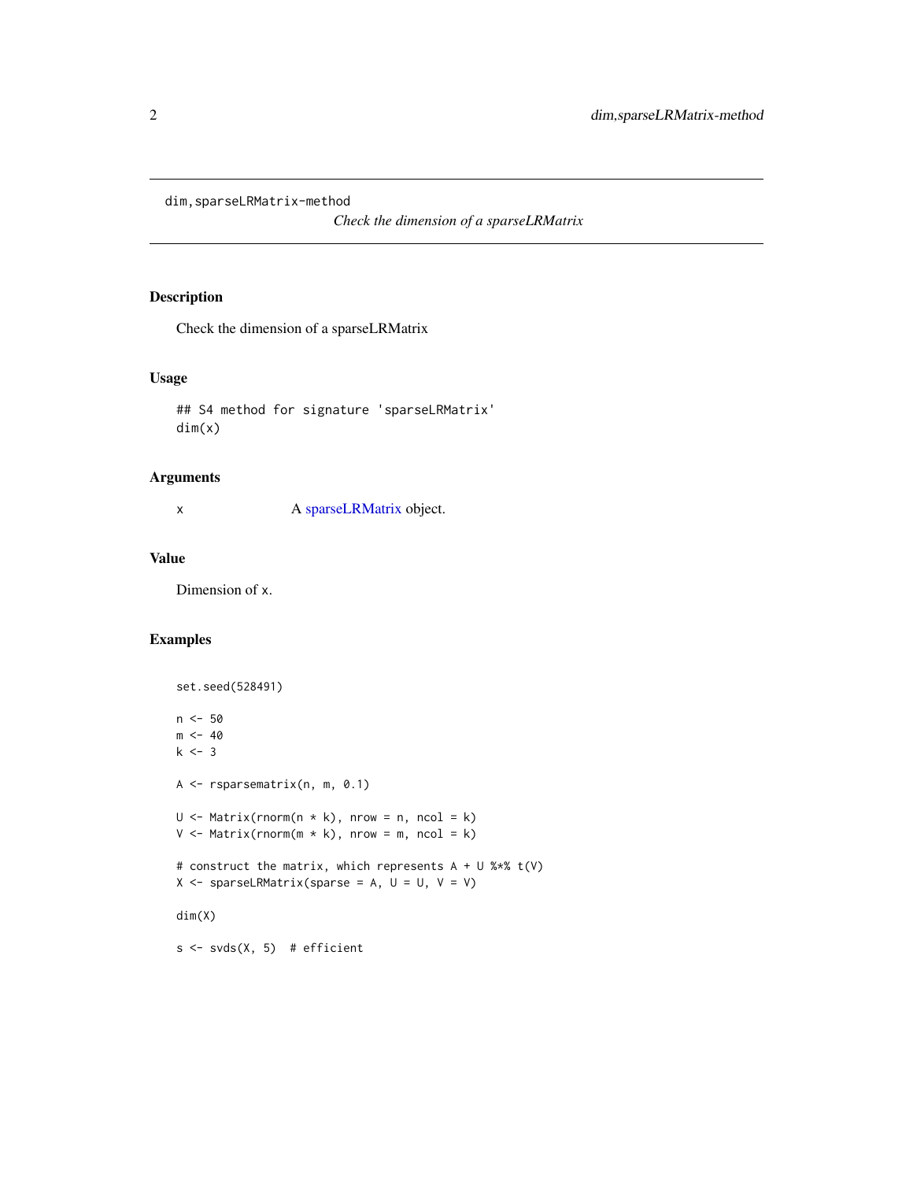`dim,sparseLRMatrix-method`

*Check the dimension of a sparseLRMatrix*

## Description

Check the dimension of a sparseLRMatrix

## Usage

```
## S4 method for signature 'sparseLRMatrix'
dim(x)
```

## Arguments

| | |
|---|---|
| x | A sparseLRMatrix object. |

## Value

Dimension of x.

## Examples

```
set.seed(528491)

n <- 50
m <- 40
k <- 3

A <- rsparsematrix(n, m, 0.1)

U <- Matrix(rnorm(n * k), nrow = n, ncol = k)
V <- Matrix(rnorm(m * k), nrow = m, ncol = k)

# construct the matrix, which represents A + U %*% t(V)
X <- sparseLRMatrix(sparse = A, U = U, V = V)

dim(X)

s <- svds(X, 5)  # efficient
```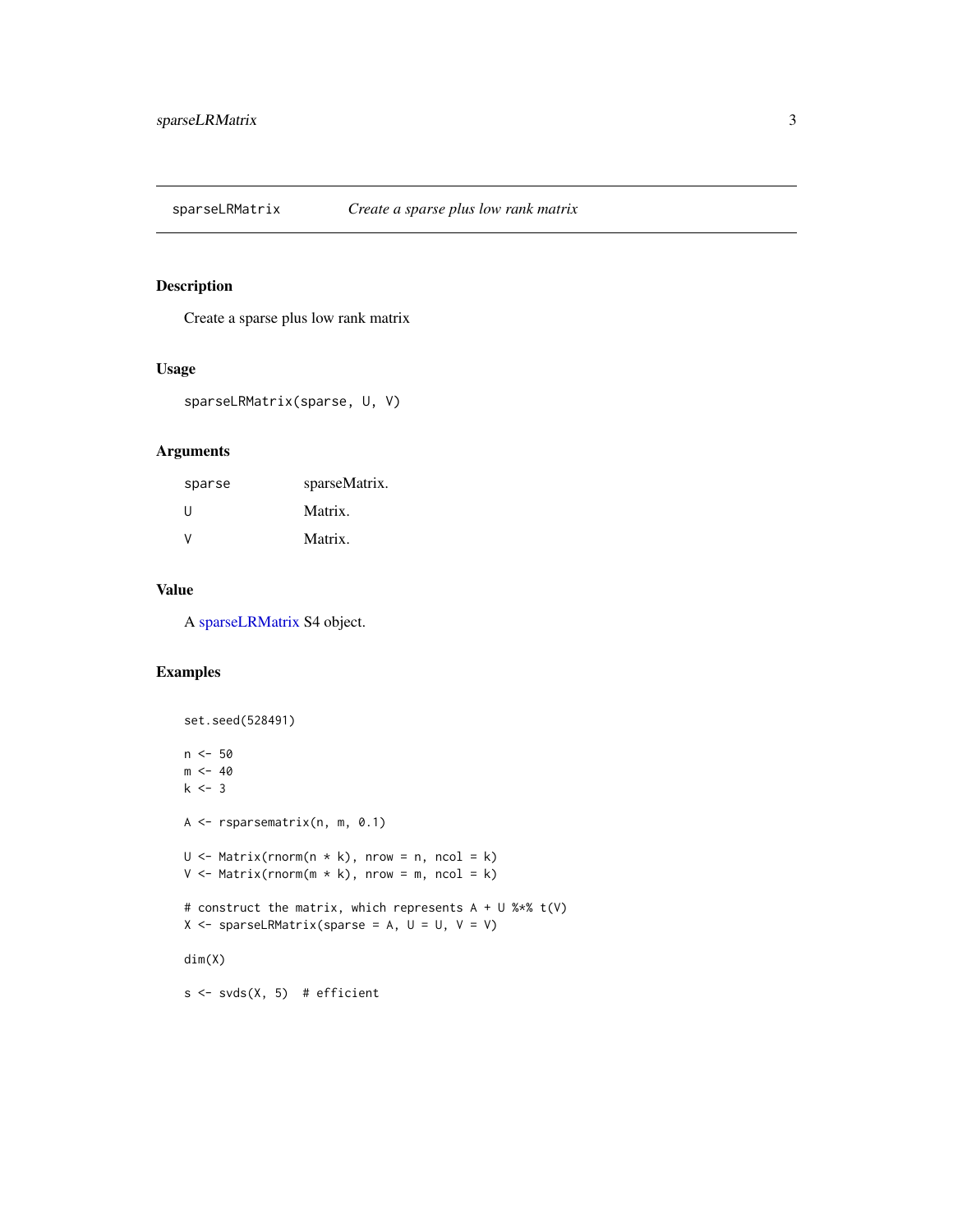# sparseLRMatrix — *Create a sparse plus low rank matrix*

## Description

Create a sparse plus low rank matrix

## Usage

```
sparseLRMatrix(sparse, U, V)
```

## Arguments

| | |
|---|---|
| sparse | sparseMatrix. |
| U | Matrix. |
| V | Matrix. |

## Value

A sparseLRMatrix S4 object.

## Examples

```
set.seed(528491)

n <- 50
m <- 40
k <- 3

A <- rsparsematrix(n, m, 0.1)

U <- Matrix(rnorm(n * k), nrow = n, ncol = k)
V <- Matrix(rnorm(m * k), nrow = m, ncol = k)

# construct the matrix, which represents A + U %*% t(V)
X <- sparseLRMatrix(sparse = A, U = U, V = V)

dim(X)

s <- svds(X, 5)  # efficient
```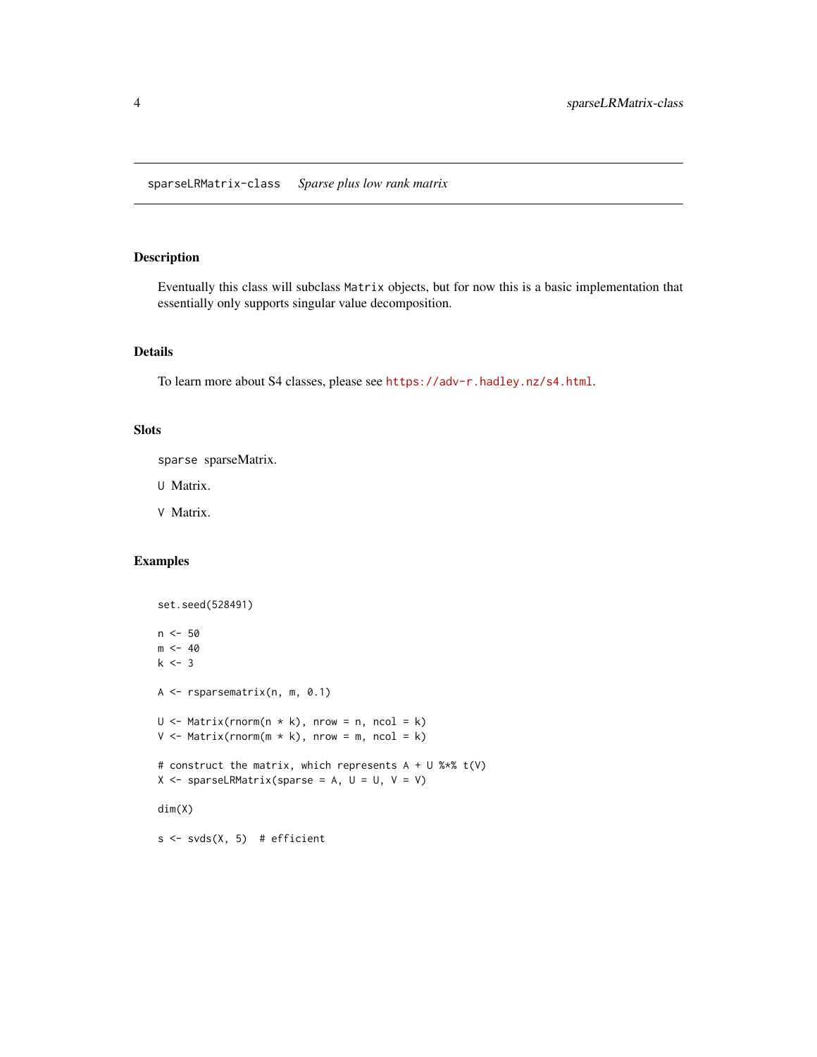## sparseLRMatrix-class    *Sparse plus low rank matrix*

### Description

Eventually this class will subclass `Matrix` objects, but for now this is a basic implementation that essentially only supports singular value decomposition.

### Details

To learn more about S4 classes, please see https://adv-r.hadley.nz/s4.html.

### Slots

`sparse` sparseMatrix.

`U` Matrix.

`V` Matrix.

### Examples

```
set.seed(528491)

n <- 50
m <- 40
k <- 3

A <- rsparsematrix(n, m, 0.1)

U <- Matrix(rnorm(n * k), nrow = n, ncol = k)
V <- Matrix(rnorm(m * k), nrow = m, ncol = k)

# construct the matrix, which represents A + U %*% t(V)
X <- sparseLRMatrix(sparse = A, U = U, V = V)

dim(X)

s <- svds(X, 5)  # efficient
```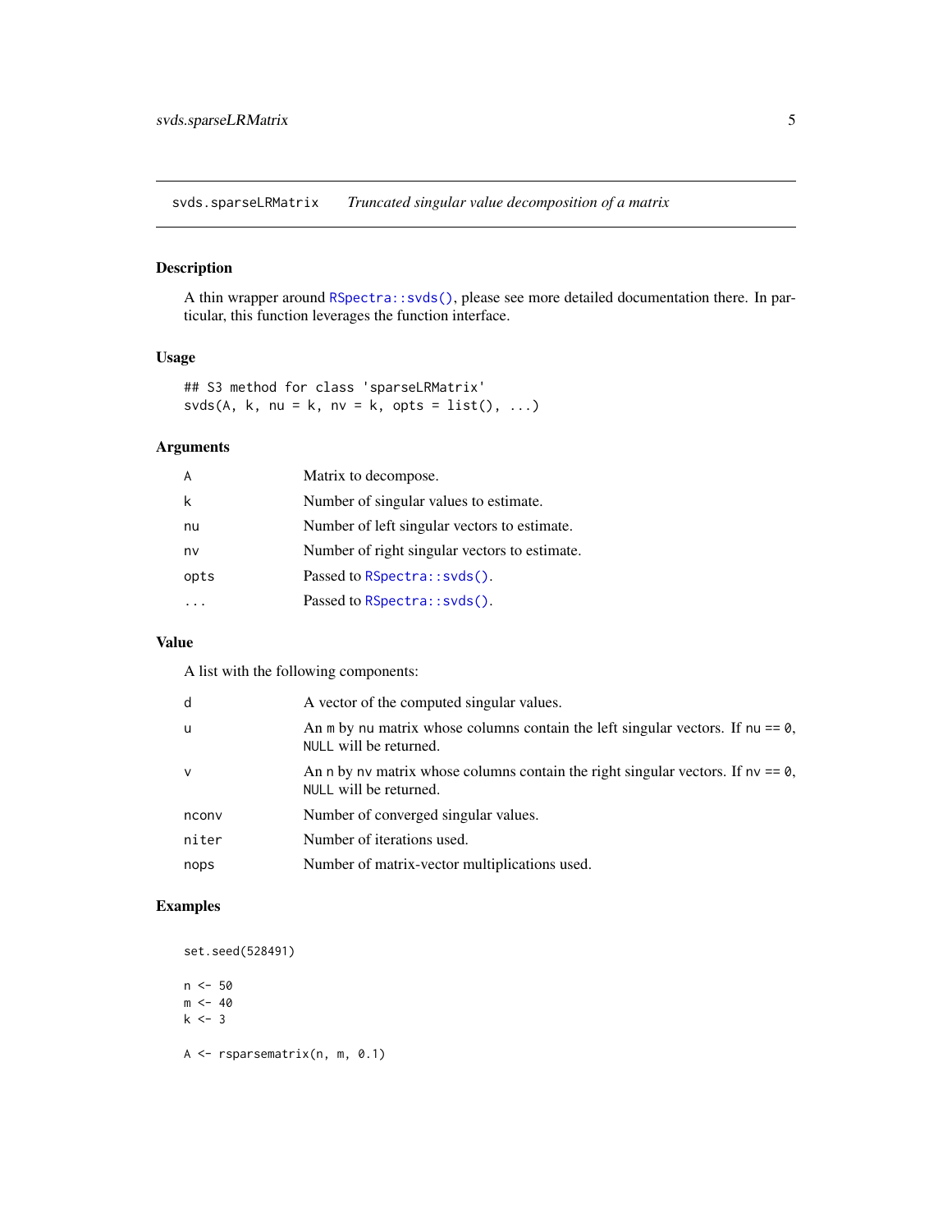## svds.sparseLRMatrix — *Truncated singular value decomposition of a matrix*

### Description

A thin wrapper around `RSpectra::svds()`, please see more detailed documentation there. In particular, this function leverages the function interface.

### Usage

```
## S3 method for class 'sparseLRMatrix'
svds(A, k, nu = k, nv = k, opts = list(), ...)
```

### Arguments

| | |
|---|---|
| `A` | Matrix to decompose. |
| `k` | Number of singular values to estimate. |
| `nu` | Number of left singular vectors to estimate. |
| `nv` | Number of right singular vectors to estimate. |
| `opts` | Passed to `RSpectra::svds()`. |
| `...` | Passed to `RSpectra::svds()`. |

### Value

A list with the following components:

| | |
|---|---|
| `d` | A vector of the computed singular values. |
| `u` | An `m` by `nu` matrix whose columns contain the left singular vectors. If `nu == 0`, `NULL` will be returned. |
| `v` | An `n` by `nv` matrix whose columns contain the right singular vectors. If `nv == 0`, `NULL` will be returned. |
| `nconv` | Number of converged singular values. |
| `niter` | Number of iterations used. |
| `nops` | Number of matrix-vector multiplications used. |

### Examples

```
set.seed(528491)

n <- 50
m <- 40
k <- 3

A <- rsparsematrix(n, m, 0.1)
```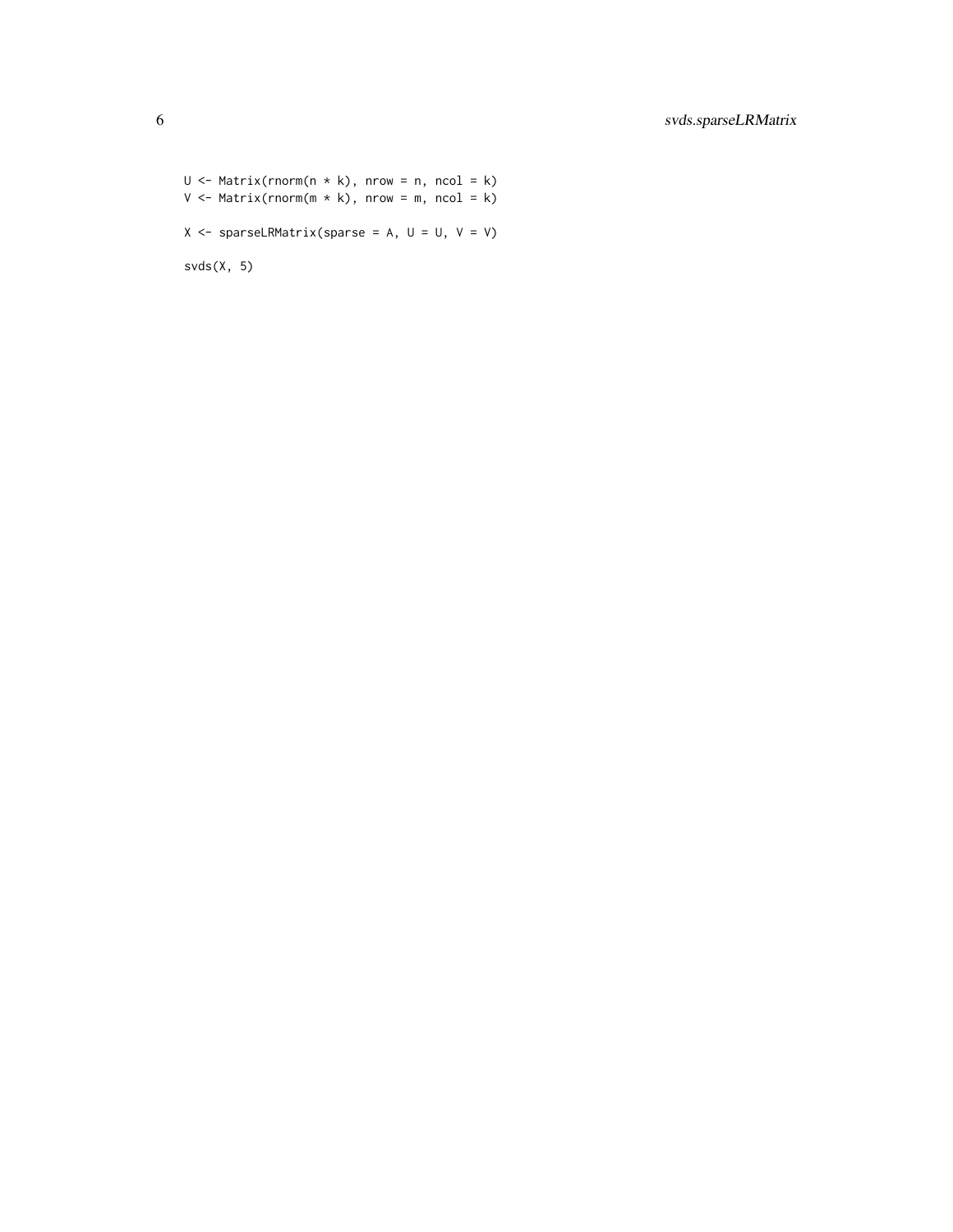```
U <- Matrix(rnorm(n * k), nrow = n, ncol = k)
V <- Matrix(rnorm(m * k), nrow = m, ncol = k)

X <- sparseLRMatrix(sparse = A, U = U, V = V)

svds(X, 5)
```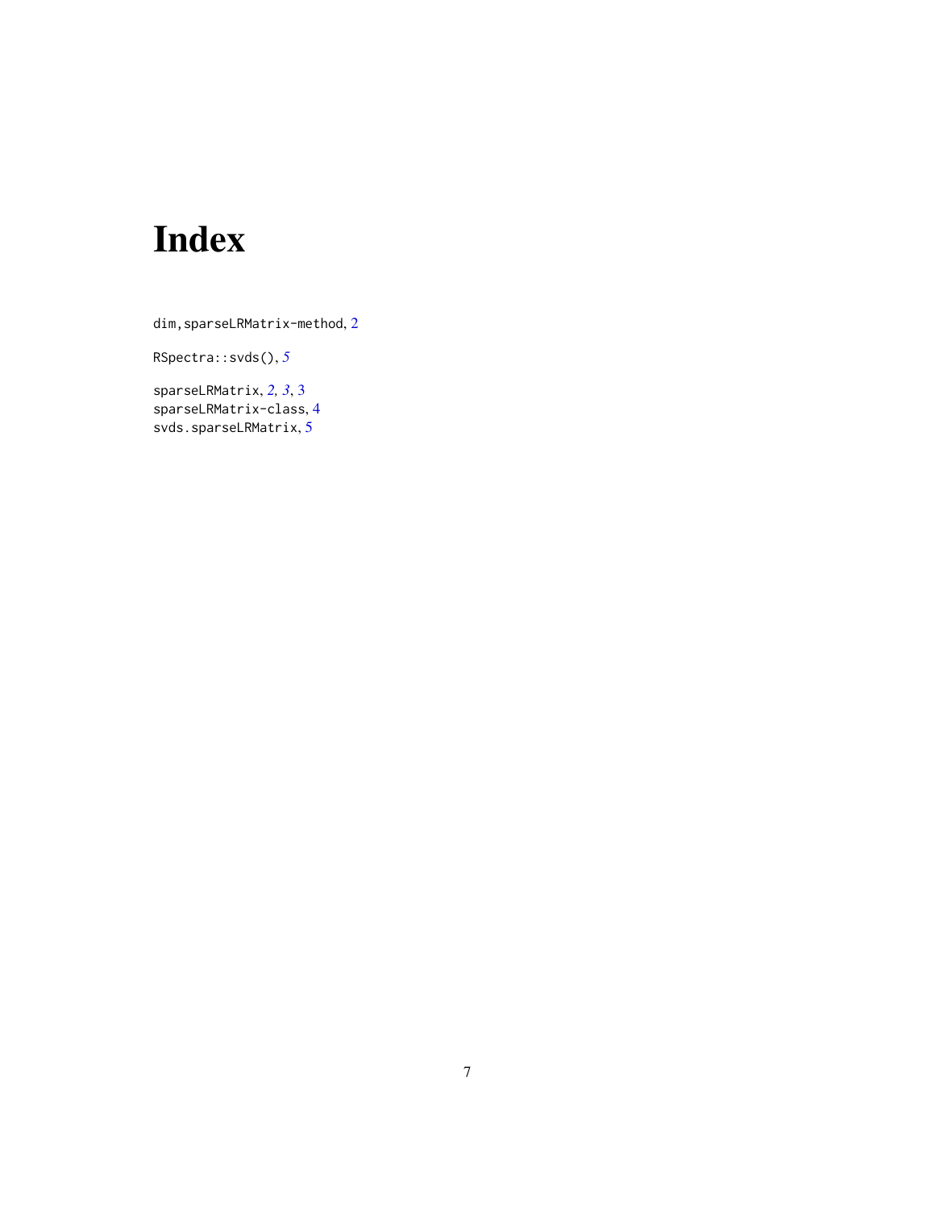# Index

dim,sparseLRMatrix-method, 2

RSpectra::svds(), *5*

sparseLRMatrix, *2, 3*, 3
sparseLRMatrix-class, 4
svds.sparseLRMatrix, 5